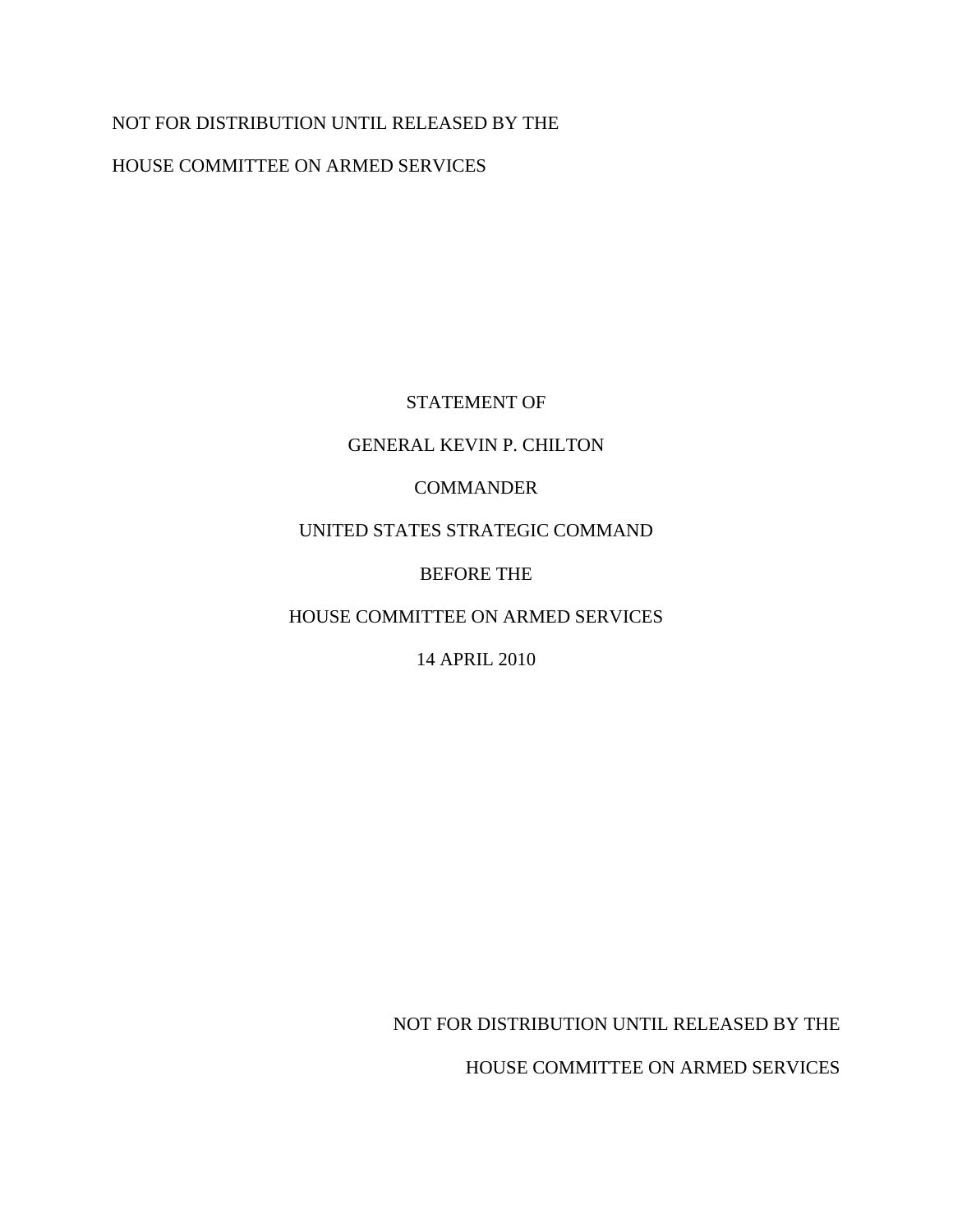NOT FOR DISTRIBUTION UNTIL RELEASED BY THE

HOUSE COMMITTEE ON ARMED SERVICES

STATEMENT OF

GENERAL KEVIN P. CHILTON

COMMANDER

UNITED STATES STRATEGIC COMMAND

BEFORE THE

HOUSE COMMITTEE ON ARMED SERVICES

14 APRIL 2010

NOT FOR DISTRIBUTION UNTIL RELEASED BY THE

HOUSE COMMITTEE ON ARMED SERVICES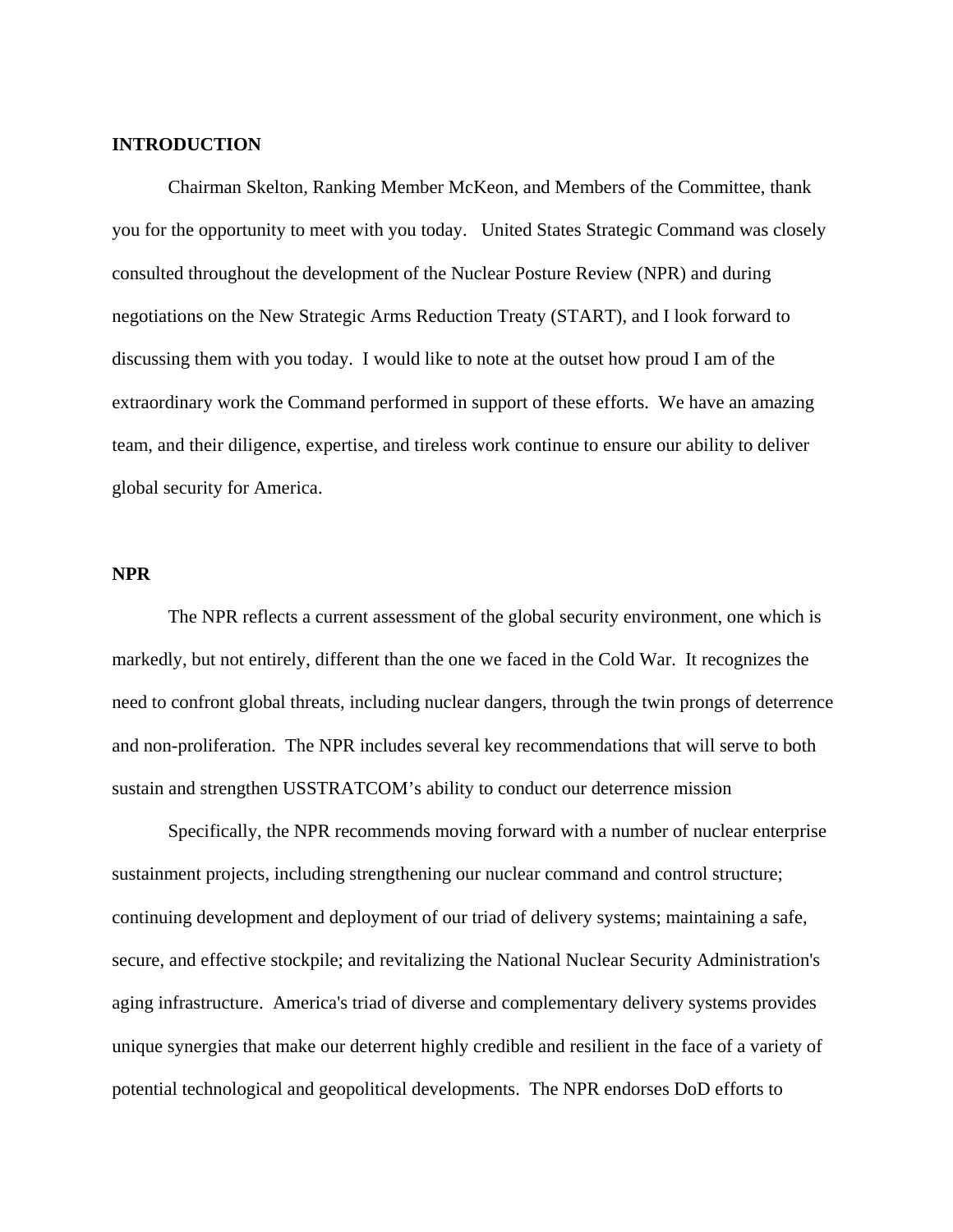**INTRODUCTION**

Chairman Skelton, Ranking Member McKeon, and Members of the Committee, thank you for the opportunity to meet with you today. United States Strategic Command was closely consulted throughout the development of the Nuclear Posture Review (NPR) and during negotiations on the New Strategic Arms Reduction Treaty (START), and I look forward to discussing them with you today. I would like to note at the outset how proud I am of the extraordinary work the Command performed in support of these efforts. We have an amazing team, and their diligence, expertise, and tireless work continue to ensure our ability to deliver global security for America.

**NPR**

The NPR reflects a current assessment of the global security environment, one which is markedly, but not entirely, different than the one we faced in the Cold War. It recognizes the need to confront global threats, including nuclear dangers, through the twin prongs of deterrence and non-proliferation. The NPR includes several key recommendations that will serve to both sustain and strengthen USSTRATCOM's ability to conduct our deterrence mission

Specifically, the NPR recommends moving forward with a number of nuclear enterprise sustainment projects, including strengthening our nuclear command and control structure; continuing development and deployment of our triad of delivery systems; maintaining a safe, secure, and effective stockpile; and revitalizing the National Nuclear Security Administration's aging infrastructure. America's triad of diverse and complementary delivery systems provides unique synergies that make our deterrent highly credible and resilient in the face of a variety of potential technological and geopolitical developments. The NPR endorses DoD efforts to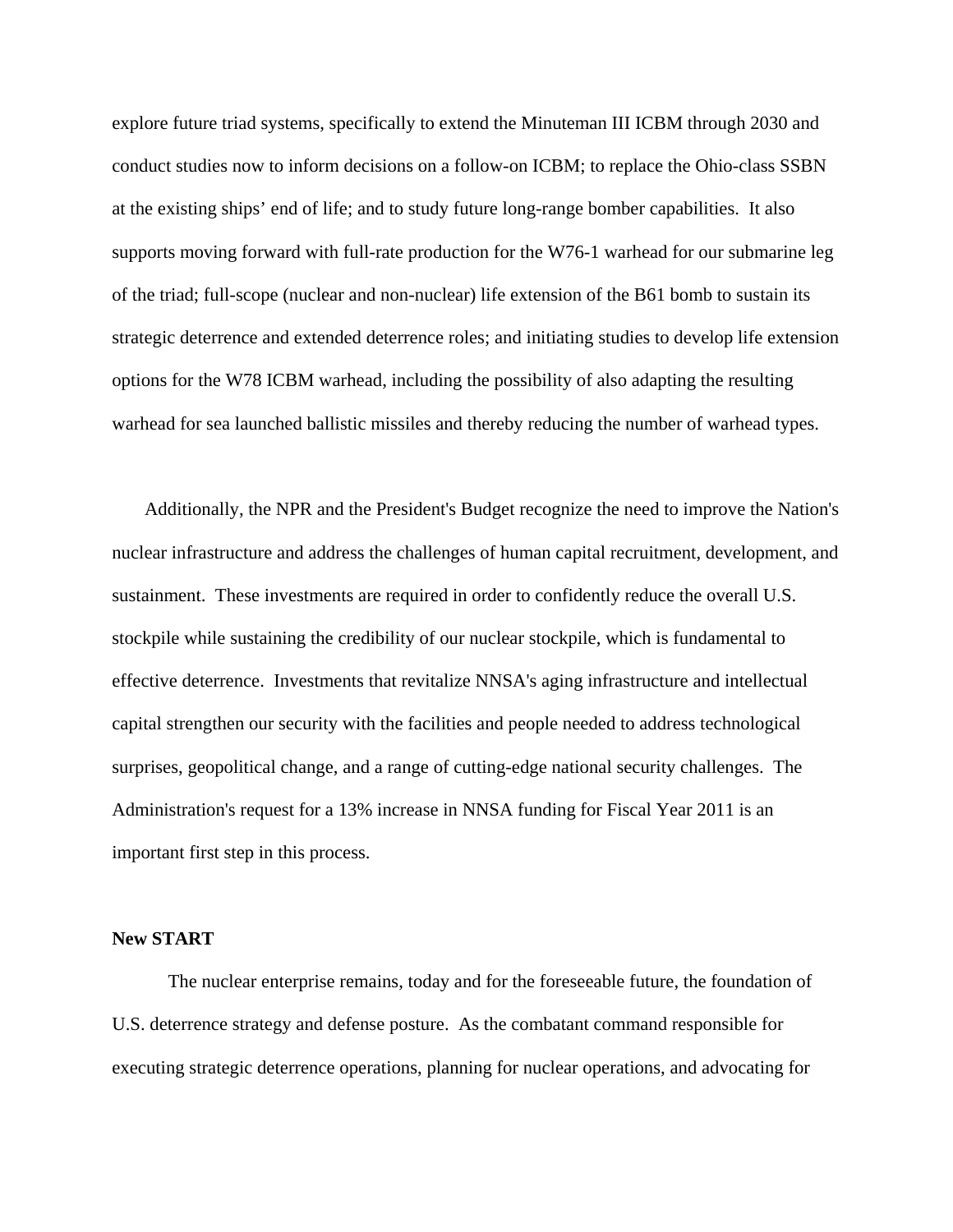explore future triad systems, specifically to extend the Minuteman III ICBM through 2030 and conduct studies now to inform decisions on a follow-on ICBM; to replace the Ohio-class SSBN at the existing ships' end of life; and to study future long-range bomber capabilities. It also supports moving forward with full-rate production for the W76-1 warhead for our submarine leg of the triad; full-scope (nuclear and non-nuclear) life extension of the B61 bomb to sustain its strategic deterrence and extended deterrence roles; and initiating studies to develop life extension options for the W78 ICBM warhead, including the possibility of also adapting the resulting warhead for sea launched ballistic missiles and thereby reducing the number of warhead types.

Additionally, the NPR and the President's Budget recognize the need to improve the Nation's nuclear infrastructure and address the challenges of human capital recruitment, development, and sustainment. These investments are required in order to confidently reduce the overall U.S. stockpile while sustaining the credibility of our nuclear stockpile, which is fundamental to effective deterrence. Investments that revitalize NNSA's aging infrastructure and intellectual capital strengthen our security with the facilities and people needed to address technological surprises, geopolitical change, and a range of cutting-edge national security challenges. The Administration's request for a 13% increase in NNSA funding for Fiscal Year 2011 is an important first step in this process.

**New START**

The nuclear enterprise remains, today and for the foreseeable future, the foundation of U.S. deterrence strategy and defense posture. As the combatant command responsible for executing strategic deterrence operations, planning for nuclear operations, and advocating for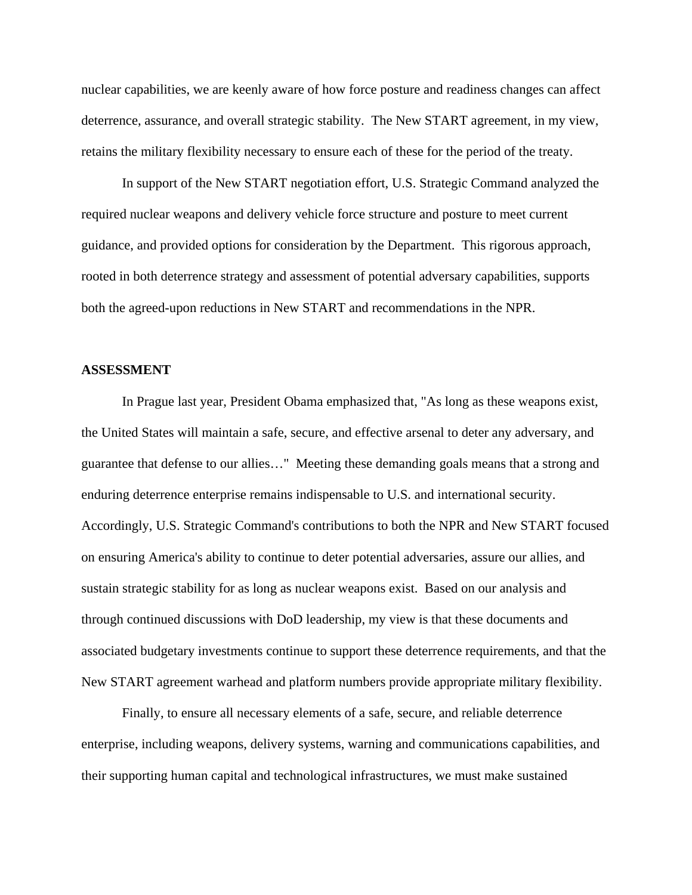nuclear capabilities, we are keenly aware of how force posture and readiness changes can affect deterrence, assurance, and overall strategic stability. The New START agreement, in my view, retains the military flexibility necessary to ensure each of these for the period of the treaty.

In support of the New START negotiation effort, U.S. Strategic Command analyzed the required nuclear weapons and delivery vehicle force structure and posture to meet current guidance, and provided options for consideration by the Department. This rigorous approach, rooted in both deterrence strategy and assessment of potential adversary capabilities, supports both the agreed-upon reductions in New START and recommendations in the NPR.

**ASSESSMENT**

In Prague last year, President Obama emphasized that, "As long as these weapons exist, the United States will maintain a safe, secure, and effective arsenal to deter any adversary, and guarantee that defense to our allies…" Meeting these demanding goals means that a strong and enduring deterrence enterprise remains indispensable to U.S. and international security. Accordingly, U.S. Strategic Command's contributions to both the NPR and New START focused on ensuring America's ability to continue to deter potential adversaries, assure our allies, and sustain strategic stability for as long as nuclear weapons exist. Based on our analysis and through continued discussions with DoD leadership, my view is that these documents and associated budgetary investments continue to support these deterrence requirements, and that the New START agreement warhead and platform numbers provide appropriate military flexibility.

Finally, to ensure all necessary elements of a safe, secure, and reliable deterrence enterprise, including weapons, delivery systems, warning and communications capabilities, and their supporting human capital and technological infrastructures, we must make sustained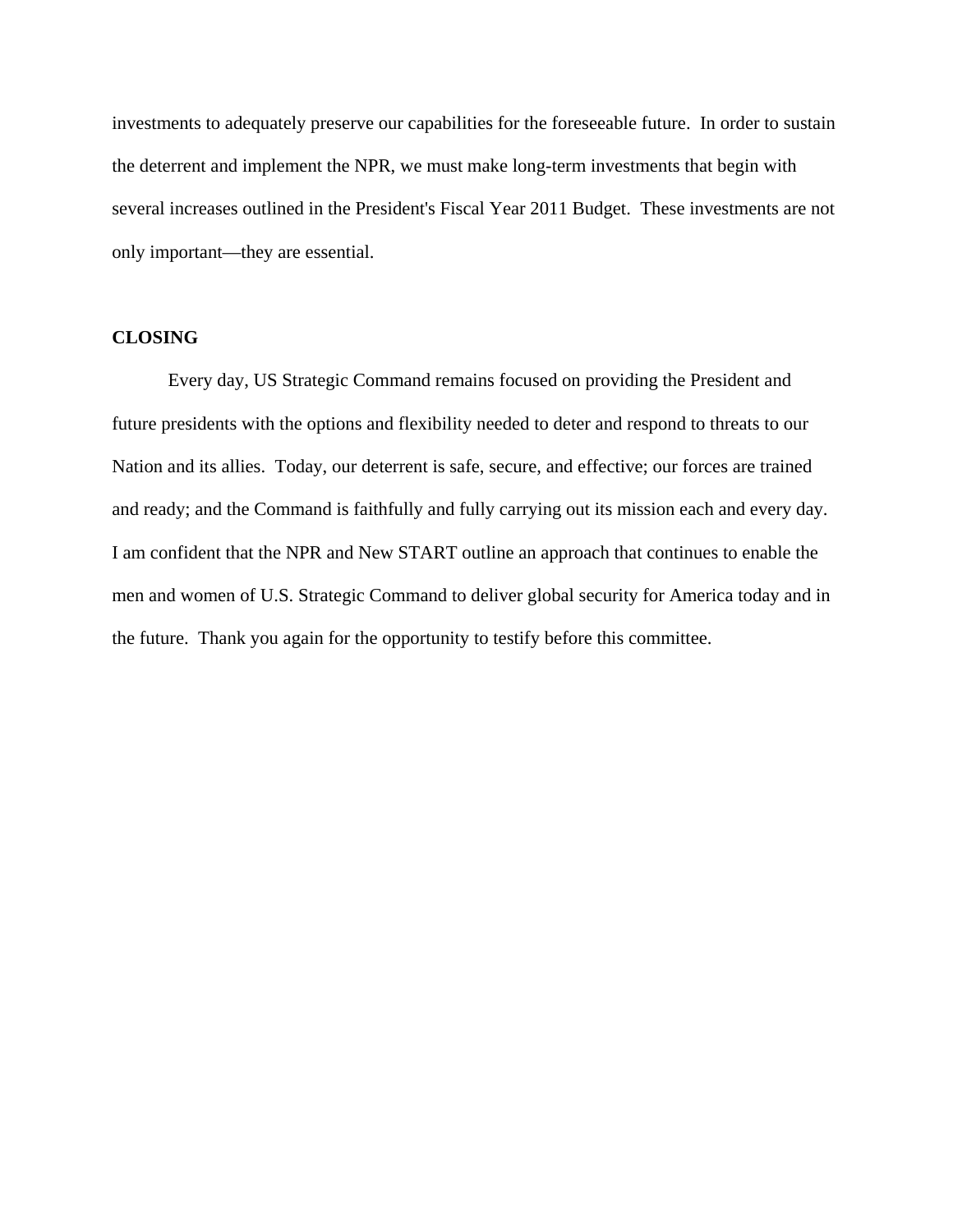investments to adequately preserve our capabilities for the foreseeable future. In order to sustain the deterrent and implement the NPR, we must make long-term investments that begin with several increases outlined in the President's Fiscal Year 2011 Budget. These investments are not only important—they are essential.

**CLOSING**

Every day, US Strategic Command remains focused on providing the President and future presidents with the options and flexibility needed to deter and respond to threats to our Nation and its allies. Today, our deterrent is safe, secure, and effective; our forces are trained and ready; and the Command is faithfully and fully carrying out its mission each and every day. I am confident that the NPR and New START outline an approach that continues to enable the men and women of U.S. Strategic Command to deliver global security for America today and in the future. Thank you again for the opportunity to testify before this committee.